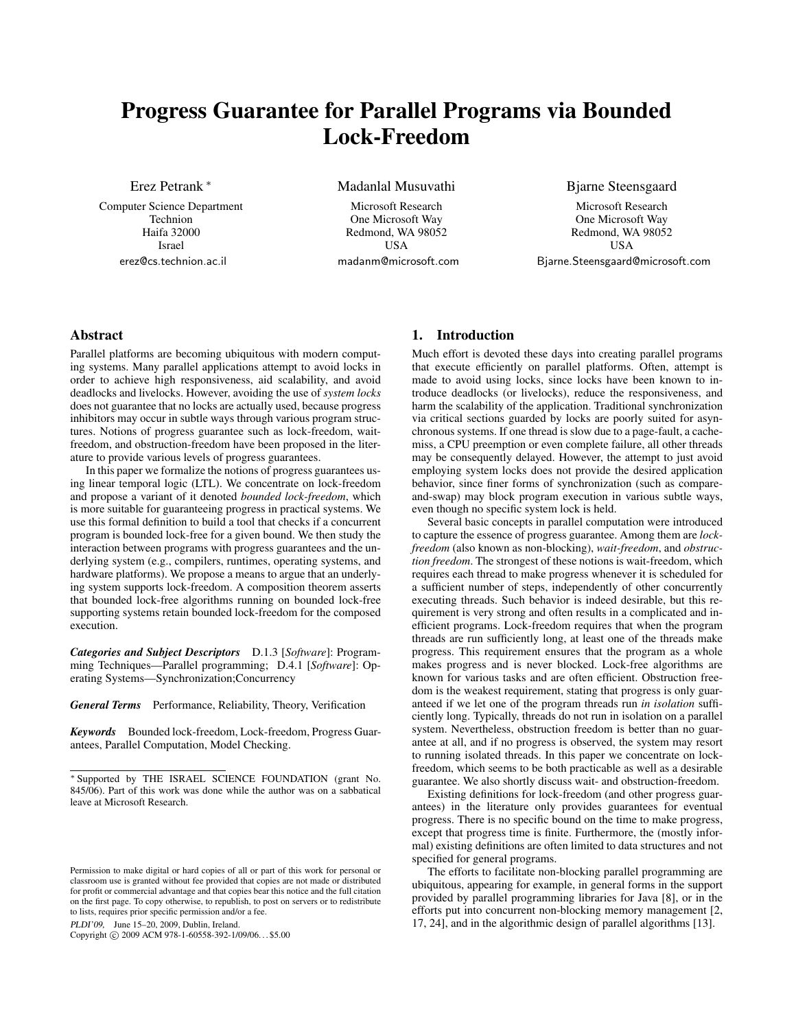# Progress Guarantee for Parallel Programs via Bounded Lock-Freedom

Erez Petrank *
Computer Science Department
Technion
Haifa 32000
Israel
erez@cs.technion.ac.il

Madanlal Musuvathi
Microsoft Research
One Microsoft Way
Redmond, WA 98052
USA
madanm@microsoft.com

Bjarne Steensgaard
Microsoft Research
One Microsoft Way
Redmond, WA 98052
USA
Bjarne.Steensgaard@microsoft.com

## Abstract

Parallel platforms are becoming ubiquitous with modern computing systems. Many parallel applications attempt to avoid locks in order to achieve high responsiveness, aid scalability, and avoid deadlocks and livelocks. However, avoiding the use of *system locks* does not guarantee that no locks are actually used, because progress inhibitors may occur in subtle ways through various program structures. Notions of progress guarantee such as lock-freedom, wait-freedom, and obstruction-freedom have been proposed in the literature to provide various levels of progress guarantees.

In this paper we formalize the notions of progress guarantees using linear temporal logic (LTL). We concentrate on lock-freedom and propose a variant of it denoted *bounded lock-freedom*, which is more suitable for guaranteeing progress in practical systems. We use this formal definition to build a tool that checks if a concurrent program is bounded lock-free for a given bound. We then study the interaction between programs with progress guarantees and the underlying system (e.g., compilers, runtimes, operating systems, and hardware platforms). We propose a means to argue that an underlying system supports lock-freedom. A composition theorem asserts that bounded lock-free algorithms running on bounded lock-free supporting systems retain bounded lock-freedom for the composed execution.

***Categories and Subject Descriptors*** D.1.3 [*Software*]: Programming Techniques—Parallel programming; D.4.1 [*Software*]: Operating Systems—Synchronization;Concurrency

***General Terms*** Performance, Reliability, Theory, Verification

***Keywords*** Bounded lock-freedom, Lock-freedom, Progress Guarantees, Parallel Computation, Model Checking.

\* Supported by THE ISRAEL SCIENCE FOUNDATION (grant No. 845/06). Part of this work was done while the author was on a sabbatical leave at Microsoft Research.

Permission to make digital or hard copies of all or part of this work for personal or classroom use is granted without fee provided that copies are not made or distributed for profit or commercial advantage and that copies bear this notice and the full citation on the first page. To copy otherwise, to republish, to post on servers or to redistribute to lists, requires prior specific permission and/or a fee.

*PLDI'09*, June 15–20, 2009, Dublin, Ireland.
Copyright © 2009 ACM 978-1-60558-392-1/09/06... $5.00

## 1. Introduction

Much effort is devoted these days into creating parallel programs that execute efficiently on parallel platforms. Often, attempt is made to avoid using locks, since locks have been known to introduce deadlocks (or livelocks), reduce the responsiveness, and harm the scalability of the application. Traditional synchronization via critical sections guarded by locks are poorly suited for asynchronous systems. If one thread is slow due to a page-fault, a cache-miss, a CPU preemption or even complete failure, all other threads may be consequently delayed. However, the attempt to just avoid employing system locks does not provide the desired application behavior, since finer forms of synchronization (such as compare-and-swap) may block program execution in various subtle ways, even though no specific system lock is held.

Several basic concepts in parallel computation were introduced to capture the essence of progress guarantee. Among them are *lock-freedom* (also known as non-blocking), *wait-freedom*, and *obstruction freedom*. The strongest of these notions is wait-freedom, which requires each thread to make progress whenever it is scheduled for a sufficient number of steps, independently of other concurrently executing threads. Such behavior is indeed desirable, but this requirement is very strong and often results in a complicated and inefficient programs. Lock-freedom requires that when the program threads are run sufficiently long, at least one of the threads make progress. This requirement ensures that the program as a whole makes progress and is never blocked. Lock-free algorithms are known for various tasks and are often efficient. Obstruction freedom is the weakest requirement, stating that progress is only guaranteed if we let one of the program threads run *in isolation* sufficiently long. Typically, threads do not run in isolation on a parallel system. Nevertheless, obstruction freedom is better than no guarantee at all, and if no progress is observed, the system may resort to running isolated threads. In this paper we concentrate on lock-freedom, which seems to be both practicable as well as a desirable guarantee. We also shortly discuss wait- and obstruction-freedom.

Existing definitions for lock-freedom (and other progress guarantees) in the literature only provides guarantees for eventual progress. There is no specific bound on the time to make progress, except that progress time is finite. Furthermore, the (mostly informal) existing definitions are often limited to data structures and not specified for general programs.

The efforts to facilitate non-blocking parallel programming are ubiquitous, appearing for example, in general forms in the support provided by parallel programming libraries for Java [8], or in the efforts put into concurrent non-blocking memory management [2, 17, 24], and in the algorithmic design of parallel algorithms [13].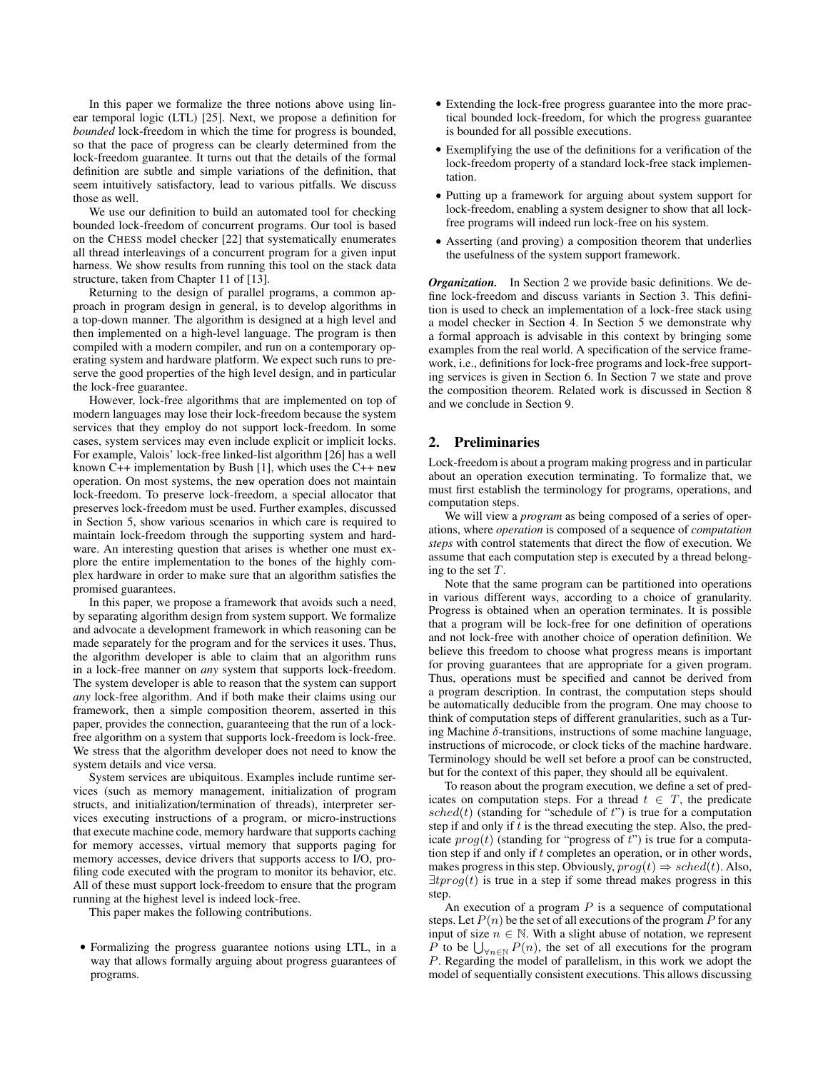In this paper we formalize the three notions above using linear temporal logic (LTL) [25]. Next, we propose a definition for *bounded* lock-freedom in which the time for progress is bounded, so that the pace of progress can be clearly determined from the lock-freedom guarantee. It turns out that the details of the formal definition are subtle and simple variations of the definition, that seem intuitively satisfactory, lead to various pitfalls. We discuss those as well.

We use our definition to build an automated tool for checking bounded lock-freedom of concurrent programs. Our tool is based on the CHESS model checker [22] that systematically enumerates all thread interleavings of a concurrent program for a given input harness. We show results from running this tool on the stack data structure, taken from Chapter 11 of [13].

Returning to the design of parallel programs, a common approach in program design in general, is to develop algorithms in a top-down manner. The algorithm is designed at a high level and then implemented on a high-level language. The program is then compiled with a modern compiler, and run on a contemporary operating system and hardware platform. We expect such runs to preserve the good properties of the high level design, and in particular the lock-free guarantee.

However, lock-free algorithms that are implemented on top of modern languages may lose their lock-freedom because the system services that they employ do not support lock-freedom. In some cases, system services may even include explicit or implicit locks. For example, Valois' lock-free linked-list algorithm [26] has a well known C++ implementation by Bush [1], which uses the C++ `new` operation. On most systems, the `new` operation does not maintain lock-freedom. To preserve lock-freedom, a special allocator that preserves lock-freedom must be used. Further examples, discussed in Section 5, show various scenarios in which care is required to maintain lock-freedom through the supporting system and hardware. An interesting question that arises is whether one must explore the entire implementation to the bones of the highly complex hardware in order to make sure that an algorithm satisfies the promised guarantees.

In this paper, we propose a framework that avoids such a need, by separating algorithm design from system support. We formalize and advocate a development framework in which reasoning can be made separately for the program and for the services it uses. Thus, the algorithm developer is able to claim that an algorithm runs in a lock-free manner on *any* system that supports lock-freedom. The system developer is able to reason that the system can support *any* lock-free algorithm. And if both make their claims using our framework, then a simple composition theorem, asserted in this paper, provides the connection, guaranteeing that the run of a lock-free algorithm on a system that supports lock-freedom is lock-free. We stress that the algorithm developer does not need to know the system details and vice versa.

System services are ubiquitous. Examples include runtime services (such as memory management, initialization of program structs, and initialization/termination of threads), interpreter services executing instructions of a program, or micro-instructions that execute machine code, memory hardware that supports caching for memory accesses, virtual memory that supports paging for memory accesses, device drivers that supports access to I/O, profiling code executed with the program to monitor its behavior, etc. All of these must support lock-freedom to ensure that the program running at the highest level is indeed lock-free.

This paper makes the following contributions.

- Formalizing the progress guarantee notions using LTL, in a way that allows formally arguing about progress guarantees of programs.
- Extending the lock-free progress guarantee into the more practical bounded lock-freedom, for which the progress guarantee is bounded for all possible executions.
- Exemplifying the use of the definitions for a verification of the lock-freedom property of a standard lock-free stack implementation.
- Putting up a framework for arguing about system support for lock-freedom, enabling a system designer to show that all lock-free programs will indeed run lock-free on his system.
- Asserting (and proving) a composition theorem that underlies the usefulness of the system support framework.

***Organization.*** In Section 2 we provide basic definitions. We define lock-freedom and discuss variants in Section 3. This definition is used to check an implementation of a lock-free stack using a model checker in Section 4. In Section 5 we demonstrate why a formal approach is advisable in this context by bringing some examples from the real world. A specification of the service framework, i.e., definitions for lock-free programs and lock-free supporting services is given in Section 6. In Section 7 we state and prove the composition theorem. Related work is discussed in Section 8 and we conclude in Section 9.

## 2. Preliminaries

Lock-freedom is about a program making progress and in particular about an operation execution terminating. To formalize that, we must first establish the terminology for programs, operations, and computation steps.

We will view a *program* as being composed of a series of operations, where *operation* is composed of a sequence of *computation steps* with control statements that direct the flow of execution. We assume that each computation step is executed by a thread belonging to the set $T$.

Note that the same program can be partitioned into operations in various different ways, according to a choice of granularity. Progress is obtained when an operation terminates. It is possible that a program will be lock-free for one definition of operations and not lock-free with another choice of operation definition. We believe this freedom to choose what progress means is important for proving guarantees that are appropriate for a given program. Thus, operations must be specified and cannot be derived from a program description. In contrast, the computation steps should be automatically deducible from the program. One may choose to think of computation steps of different granularities, such as a Turing Machine $\delta$-transitions, instructions of some machine language, instructions of microcode, or clock ticks of the machine hardware. Terminology should be well set before a proof can be constructed, but for the context of this paper, they should all be equivalent.

To reason about the program execution, we define a set of predicates on computation steps. For a thread $t \in T$, the predicate $sched(t)$ (standing for "schedule of $t$") is true for a computation step if and only if $t$ is the thread executing the step. Also, the predicate $prog(t)$ (standing for "progress of $t$") is true for a computation step if and only if $t$ completes an operation, or in other words, makes progress in this step. Obviously, $prog(t) \Rightarrow sched(t)$. Also, $\exists t prog(t)$ is true in a step if some thread makes progress in this step.

An execution of a program $P$ is a sequence of computational steps. Let $P(n)$ be the set of all executions of the program $P$ for any input of size $n \in \mathbb{N}$. With a slight abuse of notation, we represent $P$ to be $\bigcup_{\forall n \in \mathbb{N}} P(n)$, the set of all executions for the program $P$. Regarding the model of parallelism, in this work we adopt the model of sequentially consistent executions. This allows discussing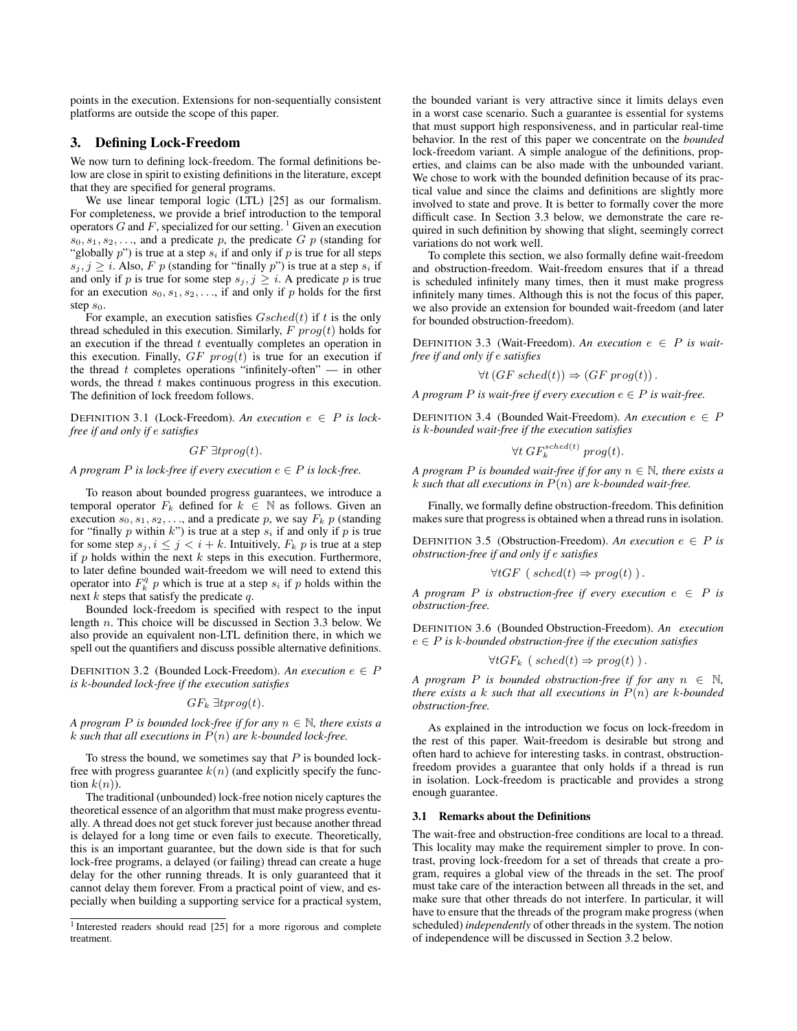points in the execution. Extensions for non-sequentially consistent platforms are outside the scope of this paper.

## 3. Defining Lock-Freedom

We now turn to defining lock-freedom. The formal definitions below are close in spirit to existing definitions in the literature, except that they are specified for general programs.

We use linear temporal logic (LTL) [25] as our formalism. For completeness, we provide a brief introduction to the temporal operators $G$ and $F$, specialized for our setting. [1] Given an execution $s_0, s_1, s_2, \ldots$, and a predicate $p$, the predicate $G\ p$ (standing for "globally $p$") is true at a step $s_i$ if and only if $p$ is true for all steps $s_j, j \geq i$. Also, $F\ p$ (standing for "finally $p$") is true at a step $s_i$ if and only if $p$ is true for some step $s_j, j \geq i$. A predicate $p$ is true for an execution $s_0, s_1, s_2, \ldots$, if and only if $p$ holds for the first step $s_0$.

For example, an execution satisfies $Gsched(t)$ if $t$ is the only thread scheduled in this execution. Similarly, $F\ prog(t)$ holds for an execution if the thread $t$ eventually completes an operation in this execution. Finally, $GF\ prog(t)$ is true for an execution if the thread $t$ completes operations "infinitely-often" — in other words, the thread $t$ makes continuous progress in this execution. The definition of lock freedom follows.

DEFINITION 3.1 (Lock-Freedom). *An execution $e \in P$ is lock-free if and only if $e$ satisfies*

$$GF\ \exists t prog(t).$$

*A program $P$ is lock-free if every execution $e \in P$ is lock-free.*

To reason about bounded progress guarantees, we introduce a temporal operator $F_k$ defined for $k \in \mathbb{N}$ as follows. Given an execution $s_0, s_1, s_2, \ldots$, and a predicate $p$, we say $F_k\ p$ (standing for "finally $p$ within $k$") is true at a step $s_i$ if and only if $p$ is true for some step $s_j, i \leq j < i + k$. Intuitively, $F_k\ p$ is true at a step if $p$ holds within the next $k$ steps in this execution. Furthermore, to later define bounded wait-freedom we will need to extend this operator into $F_k^q\ p$ which is true at a step $s_i$ if $p$ holds within the next $k$ steps that satisfy the predicate $q$.

Bounded lock-freedom is specified with respect to the input length $n$. This choice will be discussed in Section 3.3 below. We also provide an equivalent non-LTL definition there, in which we spell out the quantifiers and discuss possible alternative definitions.

DEFINITION 3.2 (Bounded Lock-Freedom). *An execution $e \in P$ is $k$-bounded lock-free if the execution satisfies*

$$GF_k\ \exists t prog(t).$$

*A program $P$ is bounded lock-free if for any $n \in \mathbb{N}$, there exists a $k$ such that all executions in $P(n)$ are $k$-bounded lock-free.*

To stress the bound, we sometimes say that $P$ is bounded lock-free with progress guarantee $k(n)$ (and explicitly specify the function $k(n)$).

The traditional (unbounded) lock-free notion nicely captures the theoretical essence of an algorithm that must make progress eventually. A thread does not get stuck forever just because another thread is delayed for a long time or even fails to execute. Theoretically, this is an important guarantee, but the down side is that for such lock-free programs, a delayed (or failing) thread can create a huge delay for the other running threads. It is only guaranteed that it cannot delay them forever. From a practical point of view, and especially when building a supporting service for a practical system, the bounded variant is very attractive since it limits delays even in a worst case scenario. Such a guarantee is essential for systems that must support high responsiveness, and in particular real-time behavior. In the rest of this paper we concentrate on the *bounded* lock-freedom variant. A simple analogue of the definitions, properties, and claims can be also made with the unbounded variant. We chose to work with the bounded definition because of its practical value and since the claims and definitions are slightly more involved to state and prove. It is better to formally cover the more difficult case. In Section 3.3 below, we demonstrate the care required in such definition by showing that slight, seemingly correct variations do not work well.

To complete this section, we also formally define wait-freedom and obstruction-freedom. Wait-freedom ensures that if a thread is scheduled infinitely many times, then it must make progress infinitely many times. Although this is not the focus of this paper, we also provide an extension for bounded wait-freedom (and later for bounded obstruction-freedom).

DEFINITION 3.3 (Wait-Freedom). *An execution $e \in P$ is wait-free if and only if $e$ satisfies*

$$\forall t\, (GF\ sched(t)) \Rightarrow (GF\ prog(t)).$$

*A program $P$ is wait-free if every execution $e \in P$ is wait-free.*

DEFINITION 3.4 (Bounded Wait-Freedom). *An execution $e \in P$ is $k$-bounded wait-free if the execution satisfies*

$$\forall t\ GF_k^{sched(t)}\ prog(t).$$

*A program $P$ is bounded wait-free if for any $n \in \mathbb{N}$, there exists a $k$ such that all executions in $P(n)$ are $k$-bounded wait-free.*

Finally, we formally define obstruction-freedom. This definition makes sure that progress is obtained when a thread runs in isolation.

DEFINITION 3.5 (Obstruction-Freedom). *An execution $e \in P$ is obstruction-free if and only if $e$ satisfies*

$$\forall t GF\ (\ sched(t) \Rightarrow prog(t)\ ).$$

*A program $P$ is obstruction-free if every execution $e \in P$ is obstruction-free.*

DEFINITION 3.6 (Bounded Obstruction-Freedom). *An execution $e \in P$ is $k$-bounded obstruction-free if the execution satisfies*

$$\forall t GF_k\ (\ sched(t) \Rightarrow prog(t)\ ).$$

*A program $P$ is bounded obstruction-free if for any $n \in \mathbb{N}$, there exists a $k$ such that all executions in $P(n)$ are $k$-bounded obstruction-free.*

As explained in the introduction we focus on lock-freedom in the rest of this paper. Wait-freedom is desirable but strong and often hard to achieve for interesting tasks. in contrast, obstruction-freedom provides a guarantee that only holds if a thread is run in isolation. Lock-freedom is practicable and provides a strong enough guarantee.

### 3.1 Remarks about the Definitions

The wait-free and obstruction-free conditions are local to a thread. This locality may make the requirement simpler to prove. In contrast, proving lock-freedom for a set of threads that create a program, requires a global view of the threads in the set. The proof must take care of the interaction between all threads in the set, and make sure that other threads do not interfere. In particular, it will have to ensure that the threads of the program make progress (when scheduled) *independently* of other threads in the system. The notion of independence will be discussed in Section 3.2 below.

[1] Interested readers should read [25] for a more rigorous and complete treatment.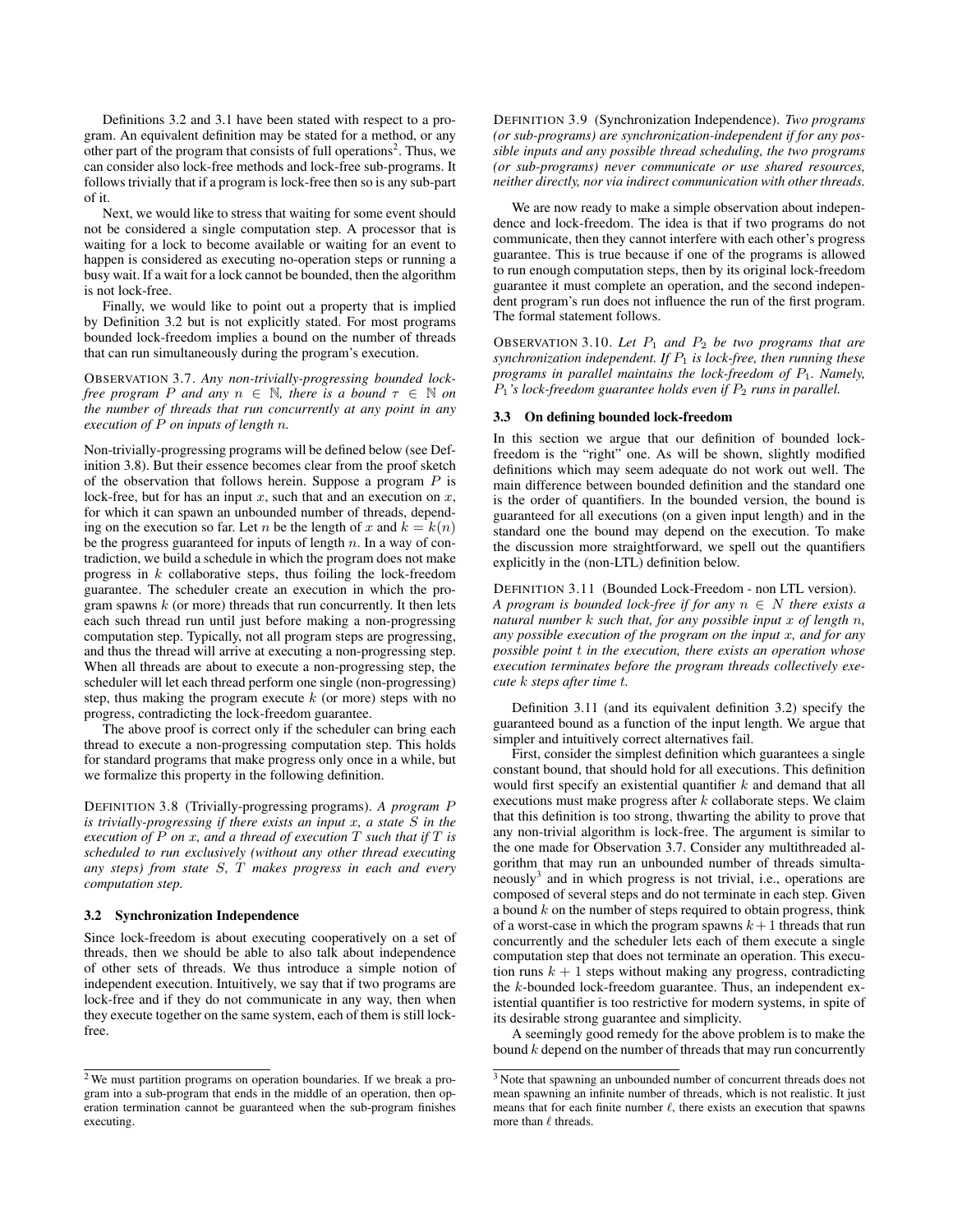Definitions 3.2 and 3.1 have been stated with respect to a program. An equivalent definition may be stated for a method, or any other part of the program that consists of full operations[2]. Thus, we can consider also lock-free methods and lock-free sub-programs. It follows trivially that if a program is lock-free then so is any sub-part of it.

Next, we would like to stress that waiting for some event should not be considered a single computation step. A processor that is waiting for a lock to become available or waiting for an event to happen is considered as executing no-operation steps or running a busy wait. If a wait for a lock cannot be bounded, then the algorithm is not lock-free.

Finally, we would like to point out a property that is implied by Definition 3.2 but is not explicitly stated. For most programs bounded lock-freedom implies a bound on the number of threads that can run simultaneously during the program's execution.

OBSERVATION 3.7. *Any non-trivially-progressing bounded lock-free program $P$ and any $n \in \mathbb{N}$, there is a bound $\tau \in \mathbb{N}$ on the number of threads that run concurrently at any point in any execution of $P$ on inputs of length $n$.*

Non-trivially-progressing programs will be defined below (see Definition 3.8). But their essence becomes clear from the proof sketch of the observation that follows herein. Suppose a program $P$ is lock-free, but for has an input $x$, such that and an execution on $x$, for which it can spawn an unbounded number of threads, depending on the execution so far. Let $n$ be the length of $x$ and $k = k(n)$ be the progress guaranteed for inputs of length $n$. In a way of contradiction, we build a schedule in which the program does not make progress in $k$ collaborative steps, thus foiling the lock-freedom guarantee. The scheduler create an execution in which the program spawns $k$ (or more) threads that run concurrently. It then lets each such thread run until just before making a non-progressing computation step. Typically, not all program steps are progressing, and thus the thread will arrive at executing a non-progressing step. When all threads are about to execute a non-progressing step, the scheduler will let each thread perform one single (non-progressing) step, thus making the program execute $k$ (or more) steps with no progress, contradicting the lock-freedom guarantee.

The above proof is correct only if the scheduler can bring each thread to execute a non-progressing computation step. This holds for standard programs that make progress only once in a while, but we formalize this property in the following definition.

DEFINITION 3.8 (Trivially-progressing programs). *A program $P$ is trivially-progressing if there exists an input $x$, a state $S$ in the execution of $P$ on $x$, and a thread of execution $T$ such that if $T$ is scheduled to run exclusively (without any other thread executing any steps) from state $S$, $T$ makes progress in each and every computation step.*

### 3.2 Synchronization Independence

Since lock-freedom is about executing cooperatively on a set of threads, then we should be able to also talk about independence of other sets of threads. We thus introduce a simple notion of independent execution. Intuitively, we say that if two programs are lock-free and if they do not communicate in any way, then when they execute together on the same system, each of them is still lock-free.

DEFINITION 3.9 (Synchronization Independence). *Two programs (or sub-programs) are synchronization-independent if for any possible inputs and any possible thread scheduling, the two programs (or sub-programs) never communicate or use shared resources, neither directly, nor via indirect communication with other threads.*

We are now ready to make a simple observation about independence and lock-freedom. The idea is that if two programs do not communicate, then they cannot interfere with each other's progress guarantee. This is true because if one of the programs is allowed to run enough computation steps, then by its original lock-freedom guarantee it must complete an operation, and the second independent program's run does not influence the run of the first program. The formal statement follows.

OBSERVATION 3.10. *Let $P_1$ and $P_2$ be two programs that are synchronization independent. If $P_1$ is lock-free, then running these programs in parallel maintains the lock-freedom of $P_1$. Namely, $P_1$'s lock-freedom guarantee holds even if $P_2$ runs in parallel.*

### 3.3 On defining bounded lock-freedom

In this section we argue that our definition of bounded lock-freedom is the "right" one. As will be shown, slightly modified definitions which may seem adequate do not work out well. The main difference between bounded definition and the standard one is the order of quantifiers. In the bounded version, the bound is guaranteed for all executions (on a given input length) and in the standard one the bound may depend on the execution. To make the discussion more straightforward, we spell out the quantifiers explicitly in the (non-LTL) definition below.

DEFINITION 3.11 (Bounded Lock-Freedom - non LTL version). *A program is bounded lock-free if for any $n \in N$ there exists a natural number $k$ such that, for any possible input $x$ of length $n$, any possible execution of the program on the input $x$, and for any possible point $t$ in the execution, there exists an operation whose execution terminates before the program threads collectively execute $k$ steps after time $t$.*

Definition 3.11 (and its equivalent definition 3.2) specify the guaranteed bound as a function of the input length. We argue that simpler and intuitively correct alternatives fail.

First, consider the simplest definition which guarantees a single constant bound, that should hold for all executions. This definition would first specify an existential quantifier $k$ and demand that all executions must make progress after $k$ collaborate steps. We claim that this definition is too strong, thwarting the ability to prove that any non-trivial algorithm is lock-free. The argument is similar to the one made for Observation 3.7. Consider any multithreaded algorithm that may run an unbounded number of threads simultaneously[3] and in which progress is not trivial, i.e., operations are composed of several steps and do not terminate in each step. Given a bound $k$ on the number of steps required to obtain progress, think of a worst-case in which the program spawns $k+1$ threads that run concurrently and the scheduler lets each of them execute a single computation step that does not terminate an operation. This execution runs $k+1$ steps without making any progress, contradicting the $k$-bounded lock-freedom guarantee. Thus, an independent existential quantifier is too restrictive for modern systems, in spite of its desirable strong guarantee and simplicity.

A seemingly good remedy for the above problem is to make the bound $k$ depend on the number of threads that may run concurrently

[2] We must partition programs on operation boundaries. If we break a program into a sub-program that ends in the middle of an operation, then operation termination cannot be guaranteed when the sub-program finishes executing.

[3] Note that spawning an unbounded number of concurrent threads does not mean spawning an infinite number of threads, which is not realistic. It just means that for each finite number $\ell$, there exists an execution that spawns more than $\ell$ threads.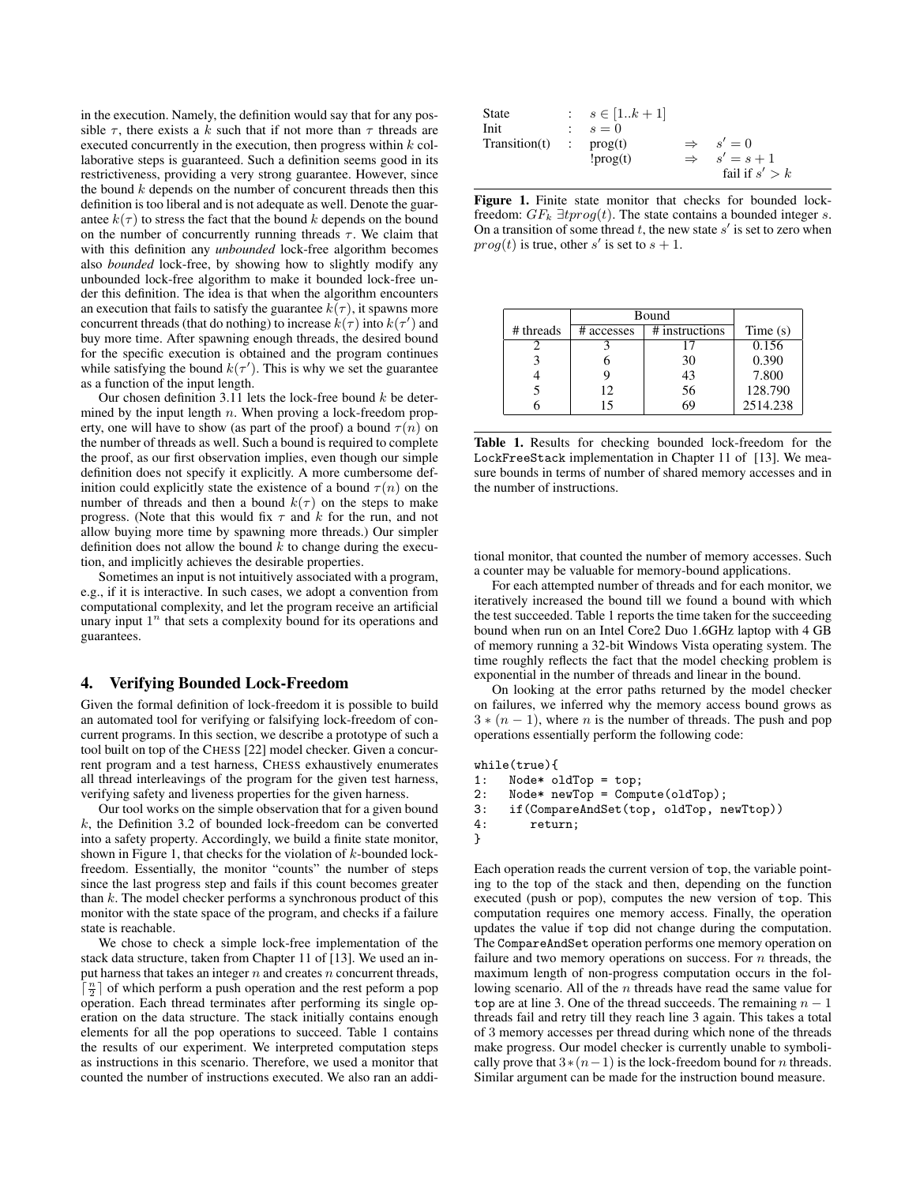in the execution. Namely, the definition would say that for any possible $\tau$, there exists a $k$ such that if not more than $\tau$ threads are executed concurrently in the execution, then progress within $k$ collaborative steps is guaranteed. Such a definition seems good in its restrictiveness, providing a very strong guarantee. However, since the bound $k$ depends on the number of concurent threads then this definition is too liberal and is not adequate as well. Denote the guarantee $k(\tau)$ to stress the fact that the bound $k$ depends on the bound on the number of concurrently running threads $\tau$. We claim that with this definition any *unbounded* lock-free algorithm becomes also *bounded* lock-free, by showing how to slightly modify any unbounded lock-free algorithm to make it bounded lock-free under this definition. The idea is that when the algorithm encounters an execution that fails to satisfy the guarantee $k(\tau)$, it spawns more concurrent threads (that do nothing) to increase $k(\tau)$ into $k(\tau')$ and buy more time. After spawning enough threads, the desired bound for the specific execution is obtained and the program continues while satisfying the bound $k(\tau')$. This is why we set the guarantee as a function of the input length.

Our chosen definition 3.11 lets the lock-free bound $k$ be determined by the input length $n$. When proving a lock-freedom property, one will have to show (as part of the proof) a bound $\tau(n)$ on the number of threads as well. Such a bound is required to complete the proof, as our first observation implies, even though our simple definition does not specify it explicitly. A more cumbersome definition could explicitly state the existence of a bound $\tau(n)$ on the number of threads and then a bound $k(\tau)$ on the steps to make progress. (Note that this would fix $\tau$ and $k$ for the run, and not allow buying more time by spawning more threads.) Our simpler definition does not allow the bound $k$ to change during the execution, and implicitly achieves the desirable properties.

Sometimes an input is not intuitively associated with a program, e.g., if it is interactive. In such cases, we adopt a convention from computational complexity, and let the program receive an artificial unary input $1^n$ that sets a complexity bound for its operations and guarantees.

## 4. Verifying Bounded Lock-Freedom

Given the formal definition of lock-freedom it is possible to build an automated tool for verifying or falsifying lock-freedom of concurrent programs. In this section, we describe a prototype of such a tool built on top of the CHESS [22] model checker. Given a concurrent program and a test harness, CHESS exhaustively enumerates all thread interleavings of the program for the given test harness, verifying safety and liveness properties for the given harness.

Our tool works on the simple observation that for a given bound $k$, the Definition 3.2 of bounded lock-freedom can be converted into a safety property. Accordingly, we build a finite state monitor, shown in Figure 1, that checks for the violation of $k$-bounded lock-freedom. Essentially, the monitor "counts" the number of steps since the last progress step and fails if this count becomes greater than $k$. The model checker performs a synchronous product of this monitor with the state space of the program, and checks if a failure state is reachable.

We chose to check a simple lock-free implementation of the stack data structure, taken from Chapter 11 of [13]. We used an input harness that takes an integer $n$ and creates $n$ concurrent threads, $\lceil \frac{n}{2} \rceil$ of which perform a push operation and the rest peform a pop operation. Each thread terminates after performing its single operation on the data structure. The stack initially contains enough elements for all the pop operations to succeed. Table 1 contains the results of our experiment. We interpreted computation steps as instructions in this scenario. Therefore, we used a monitor that counted the number of instructions executed. We also ran an additional monitor, that counted the number of memory accesses. Such a counter may be valuable for memory-bound applications.

| | | | |
|---|---|---|---|
| State | : | $s \in [1..k+1]$ | |
| Init | : | $s = 0$ | |
| Transition(t) | : | prog(t) | $\Rightarrow \quad s' = 0$ |
| | | !prog(t) | $\Rightarrow \quad s' = s + 1$ |
| | | | fail if $s' > k$ |

**Figure 1.** Finite state monitor that checks for bounded lock-freedom: $GF_k\ \exists t prog(t)$. The state contains a bounded integer $s$. On a transition of some thread $t$, the new state $s'$ is set to zero when $prog(t)$ is true, other $s'$ is set to $s + 1$.

| # threads | Bound | | Time (s) |
|---|---|---|---|
| | # accesses | # instructions | |
| 2 | 3 | 17 | 0.156 |
| 3 | 6 | 30 | 0.390 |
| 4 | 9 | 43 | 7.800 |
| 5 | 12 | 56 | 128.790 |
| 6 | 15 | 69 | 2514.238 |

**Table 1.** Results for checking bounded lock-freedom for the LockFreeStack implementation in Chapter 11 of [13]. We measure bounds in terms of number of shared memory accesses and in the number of instructions.

For each attempted number of threads and for each monitor, we iteratively increased the bound till we found a bound with which the test succeeded. Table 1 reports the time taken for the succeeding bound when run on an Intel Core2 Duo 1.6GHz laptop with 4 GB of memory running a 32-bit Windows Vista operating system. The time roughly reflects the fact that the model checking problem is exponential in the number of threads and linear in the bound.

On looking at the error paths returned by the model checker on failures, we inferred why the memory access bound grows as $3 * (n - 1)$, where $n$ is the number of threads. The push and pop operations essentially perform the following code:

```
while(true){
1:   Node* oldTop = top;
2:   Node* newTop = Compute(oldTop);
3:   if(CompareAndSet(top, oldTop, newTtop))
4:      return;
}
```

Each operation reads the current version of top, the variable pointing to the top of the stack and then, depending on the function executed (push or pop), computes the new version of top. This computation requires one memory access. Finally, the operation updates the value if top did not change during the computation. The CompareAndSet operation performs one memory operation on failure and two memory operations on success. For $n$ threads, the maximum length of non-progress computation occurs in the following scenario. All of the $n$ threads have read the same value for top are at line 3. One of the thread succeeds. The remaining $n - 1$ threads fail and retry till they reach line 3 again. This takes a total of 3 memory accesses per thread during which none of the threads make progress. Our model checker is currently unable to symbolically prove that $3*(n-1)$ is the lock-freedom bound for $n$ threads. Similar argument can be made for the instruction bound measure.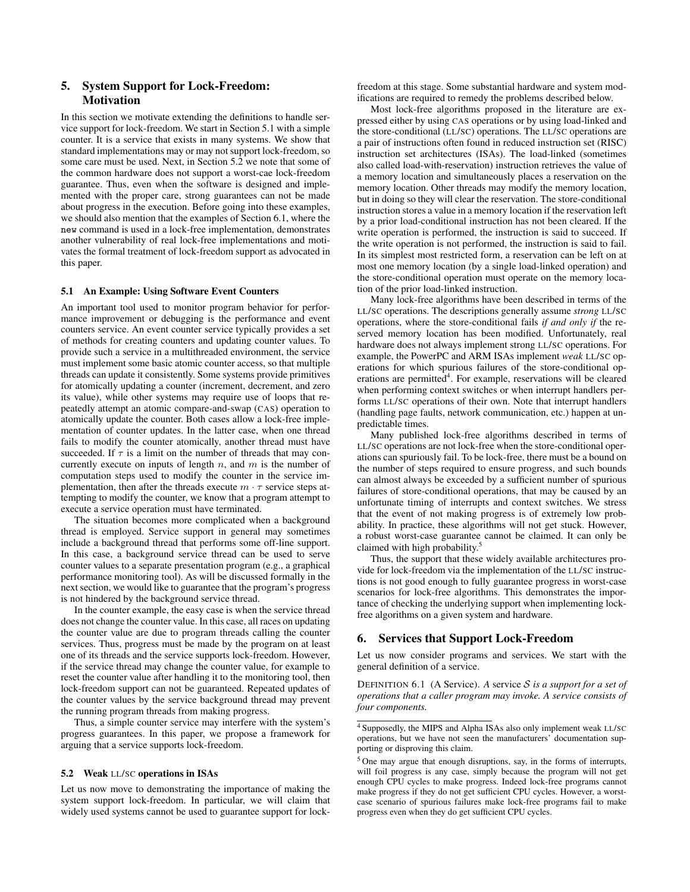## 5. System Support for Lock-Freedom: Motivation

In this section we motivate extending the definitions to handle service support for lock-freedom. We start in Section 5.1 with a simple counter. It is a service that exists in many systems. We show that standard implementations may or may not support lock-freedom, so some care must be used. Next, in Section 5.2 we note that some of the common hardware does not support a worst-cae lock-freedom guarantee. Thus, even when the software is designed and implemented with the proper care, strong guarantees can not be made about progress in the execution. Before going into these examples, we should also mention that the examples of Section 6.1, where the `new` command is used in a lock-free implementation, demonstrates another vulnerability of real lock-free implementations and motivates the formal treatment of lock-freedom support as advocated in this paper.

### 5.1 An Example: Using Software Event Counters

An important tool used to monitor program behavior for performance improvement or debugging is the performance and event counters service. An event counter service typically provides a set of methods for creating counters and updating counter values. To provide such a service in a multithreaded environment, the service must implement some basic atomic counter access, so that multiple threads can update it consistently. Some systems provide primitives for atomically updating a counter (increment, decrement, and zero its value), while other systems may require use of loops that repeatedly attempt an atomic compare-and-swap (CAS) operation to atomically update the counter. Both cases allow a lock-free implementation of counter updates. In the latter case, when one thread fails to modify the counter atomically, another thread must have succeeded. If $\tau$ is a limit on the number of threads that may concurrently execute on inputs of length $n$, and $m$ is the number of computation steps used to modify the counter in the service implementation, then after the threads execute $m \cdot \tau$ service steps attempting to modify the counter, we know that a program attempt to execute a service operation must have terminated.

The situation becomes more complicated when a background thread is employed. Service support in general may sometimes include a background thread that performs some off-line support. In this case, a background service thread can be used to serve counter values to a separate presentation program (e.g., a graphical performance monitoring tool). As will be discussed formally in the next section, we would like to guarantee that the program's progress is not hindered by the background service thread.

In the counter example, the easy case is when the service thread does not change the counter value. In this case, all races on updating the counter value are due to program threads calling the counter services. Thus, progress must be made by the program on at least one of its threads and the service supports lock-freedom. However, if the service thread may change the counter value, for example to reset the counter value after handling it to the monitoring tool, then lock-freedom support can not be guaranteed. Repeated updates of the counter values by the service background thread may prevent the running program threads from making progress.

Thus, a simple counter service may interfere with the system's progress guarantees. In this paper, we propose a framework for arguing that a service supports lock-freedom.

### 5.2 Weak LL/SC operations in ISAs

Let us now move to demonstrating the importance of making the system support lock-freedom. In particular, we will claim that widely used systems cannot be used to guarantee support for lock-freedom at this stage. Some substantial hardware and system modifications are required to remedy the problems described below.

Most lock-free algorithms proposed in the literature are expressed either by using CAS operations or by using load-linked and the store-conditional (LL/SC) operations. The LL/SC operations are a pair of instructions often found in reduced instruction set (RISC) instruction set architectures (ISAs). The load-linked (sometimes also called load-with-reservation) instruction retrieves the value of a memory location and simultaneously places a reservation on the memory location. Other threads may modify the memory location, but in doing so they will clear the reservation. The store-conditional instruction stores a value in a memory location if the reservation left by a prior load-conditional instruction has not been cleared. If the write operation is performed, the instruction is said to succeed. If the write operation is not performed, the instruction is said to fail. In its simplest most restricted form, a reservation can be left on at most one memory location (by a single load-linked operation) and the store-conditional operation must operate on the memory location of the prior load-linked instruction.

Many lock-free algorithms have been described in terms of the LL/SC operations. The descriptions generally assume *strong* LL/SC operations, where the store-conditional fails *if and only if* the reserved memory location has been modified. Unfortunately, real hardware does not always implement strong LL/SC operations. For example, the PowerPC and ARM ISAs implement *weak* LL/SC operations for which spurious failures of the store-conditional operations are permitted[4]. For example, reservations will be cleared when performing context switches or when interrupt handlers performs LL/SC operations of their own. Note that interrupt handlers (handling page faults, network communication, etc.) happen at unpredictable times.

Many published lock-free algorithms described in terms of LL/SC operations are not lock-free when the store-conditional operations can spuriously fail. To be lock-free, there must be a bound on the number of steps required to ensure progress, and such bounds can almost always be exceeded by a sufficient number of spurious failures of store-conditional operations, that may be caused by an unfortunate timing of interrupts and context switches. We stress that the event of not making progress is of extremely low probability. In practice, these algorithms will not get stuck. However, a robust worst-case guarantee cannot be claimed. It can only be claimed with high probability.[5]

Thus, the support that these widely available architectures provide for lock-freedom via the implementation of the LL/SC instructions is not good enough to fully guarantee progress in worst-case scenarios for lock-free algorithms. This demonstrates the importance of checking the underlying support when implementing lock-free algorithms on a given system and hardware.

## 6. Services that Support Lock-Freedom

Let us now consider programs and services. We start with the general definition of a service.

DEFINITION 6.1 (A Service). *A* service $\mathcal{S}$ *is a support for a set of operations that a caller program may invoke. A service consists of four components.*

[4] Supposedly, the MIPS and Alpha ISAs also only implement weak LL/SC operations, but we have not seen the manufacturers' documentation supporting or disproving this claim.

[5] One may argue that enough disruptions, say, in the forms of interrupts, will foil progress is any case, simply because the program will not get enough CPU cycles to make progress. Indeed lock-free programs cannot make progress if they do not get sufficient CPU cycles. However, a worst-case scenario of spurious failures make lock-free programs fail to make progress even when they do get sufficient CPU cycles.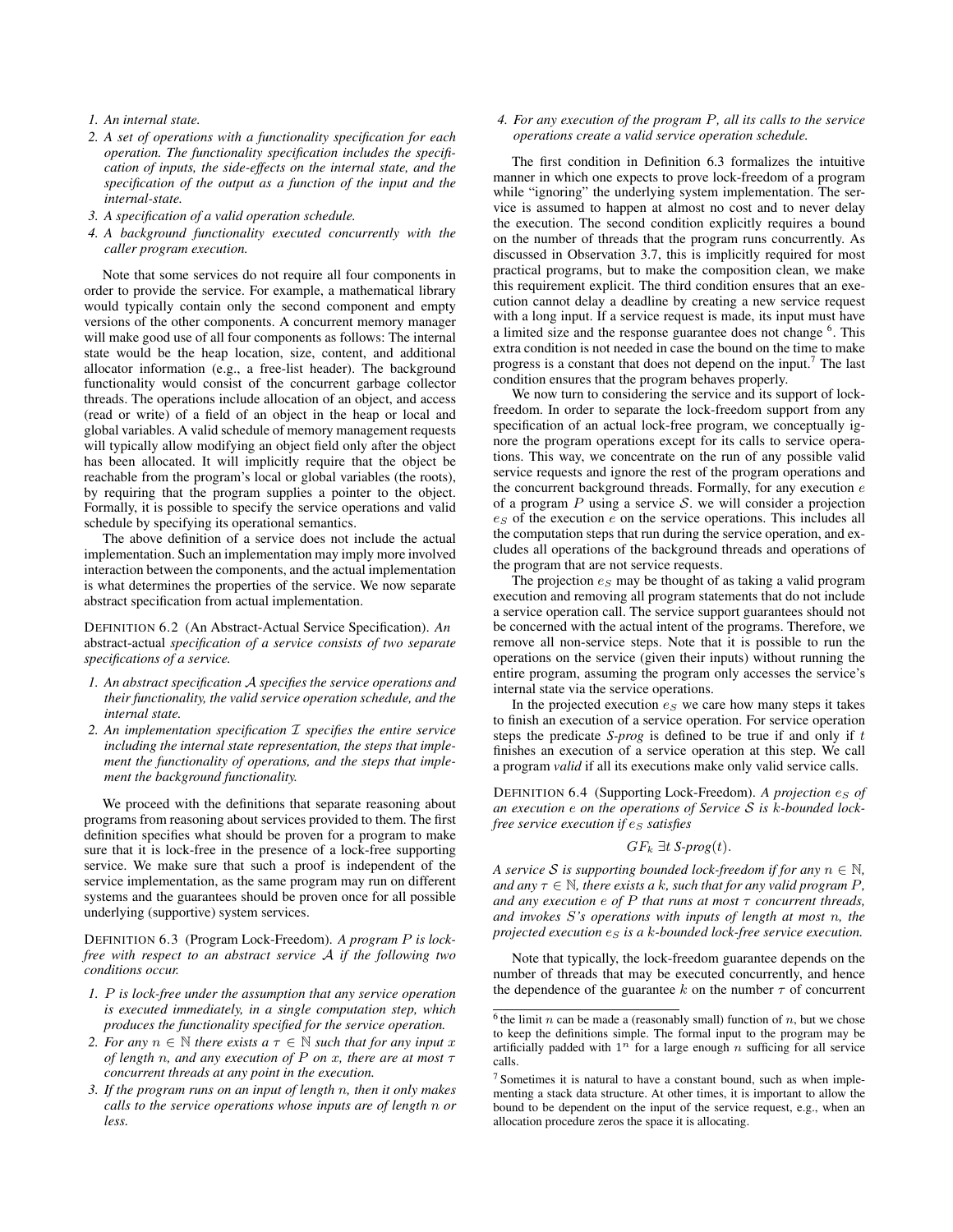*1. An internal state.*

*2. A set of operations with a functionality specification for each operation. The functionality specification includes the specification of inputs, the side-effects on the internal state, and the specification of the output as a function of the input and the internal-state.*

*3. A specification of a valid operation schedule.*

*4. A background functionality executed concurrently with the caller program execution.*

Note that some services do not require all four components in order to provide the service. For example, a mathematical library would typically contain only the second component and empty versions of the other components. A concurrent memory manager will make good use of all four components as follows: The internal state would be the heap location, size, content, and additional allocator information (e.g., a free-list header). The background functionality would consist of the concurrent garbage collector threads. The operations include allocation of an object, and access (read or write) of a field of an object in the heap or local and global variables. A valid schedule of memory management requests will typically allow modifying an object field only after the object has been allocated. It will implicitly require that the object be reachable from the program's local or global variables (the roots), by requiring that the program supplies a pointer to the object. Formally, it is possible to specify the service operations and valid schedule by specifying its operational semantics.

The above definition of a service does not include the actual implementation. Such an implementation may imply more involved interaction between the components, and the actual implementation is what determines the properties of the service. We now separate abstract specification from actual implementation.

DEFINITION 6.2 (An Abstract-Actual Service Specification). *An* abstract-actual *specification of a service consists of two separate specifications of a service.*

*1. An abstract specification $\mathcal{A}$ specifies the service operations and their functionality, the valid service operation schedule, and the internal state.*

*2. An implementation specification $\mathcal{I}$ specifies the entire service including the internal state representation, the steps that implement the functionality of operations, and the steps that implement the background functionality.*

We proceed with the definitions that separate reasoning about programs from reasoning about services provided to them. The first definition specifies what should be proven for a program to make sure that it is lock-free in the presence of a lock-free supporting service. We make sure that such a proof is independent of the service implementation, as the same program may run on different systems and the guarantees should be proven once for all possible underlying (supportive) system services.

DEFINITION 6.3 (Program Lock-Freedom). *A program $P$ is lock-free with respect to an abstract service $\mathcal{A}$ if the following two conditions occur.*

*1. $P$ is lock-free under the assumption that any service operation is executed immediately, in a single computation step, which produces the functionality specified for the service operation.*

*2. For any $n \in \mathbb{N}$ there exists a $\tau \in \mathbb{N}$ such that for any input $x$ of length $n$, and any execution of $P$ on $x$, there are at most $\tau$ concurrent threads at any point in the execution.*

*3. If the program runs on an input of length $n$, then it only makes calls to the service operations whose inputs are of length $n$ or less.*

*4. For any execution of the program $P$, all its calls to the service operations create a valid service operation schedule.*

The first condition in Definition 6.3 formalizes the intuitive manner in which one expects to prove lock-freedom of a program while "ignoring" the underlying system implementation. The service is assumed to happen at almost no cost and to never delay the execution. The second condition explicitly requires a bound on the number of threads that the program runs concurrently. As discussed in Observation 3.7, this is implicitly required for most practical programs, but to make the composition clean, we make this requirement explicit. The third condition ensures that an execution cannot delay a deadline by creating a new service request with a long input. If a service request is made, its input must have a limited size and the response guarantee does not change [6]. This extra condition is not needed in case the bound on the time to make progress is a constant that does not depend on the input.[7] The last condition ensures that the program behaves properly.

We now turn to considering the service and its support of lock-freedom. In order to separate the lock-freedom support from any specification of an actual lock-free program, we conceptually ignore the program operations except for its calls to service operations. This way, we concentrate on the run of any possible valid service requests and ignore the rest of the program operations and the concurrent background threads. Formally, for any execution $e$ of a program $P$ using a service $\mathcal{S}$. we will consider a projection $e_S$ of the execution $e$ on the service operations. This includes all the computation steps that run during the service operation, and excludes all operations of the background threads and operations of the program that are not service requests.

The projection $e_S$ may be thought of as taking a valid program execution and removing all program statements that do not include a service operation call. The service support guarantees should not be concerned with the actual intent of the programs. Therefore, we remove all non-service steps. Note that it is possible to run the operations on the service (given their inputs) without running the entire program, assuming the program only accesses the service's internal state via the service operations.

In the projected execution $e_S$ we care how many steps it takes to finish an execution of a service operation. For service operation steps the predicate *S-prog* is defined to be true if and only if $t$ finishes an execution of a service operation at this step. We call a program *valid* if all its executions make only valid service calls.

DEFINITION 6.4 (Supporting Lock-Freedom). *A projection $e_S$ of an execution $e$ on the operations of Service $\mathcal{S}$ is $k$-bounded lock-free service execution if $e_S$ satisfies*

$$GF_k \; \exists t \; S\text{-}prog(t).$$

*A service $\mathcal{S}$ is supporting bounded lock-freedom if for any $n \in \mathbb{N}$, and any $\tau \in \mathbb{N}$, there exists a $k$, such that for any valid program $P$, and any execution $e$ of $P$ that runs at most $\tau$ concurrent threads, and invokes $S$'s operations with inputs of length at most $n$, the projected execution $e_S$ is a $k$-bounded lock-free service execution.*

Note that typically, the lock-freedom guarantee depends on the number of threads that may be executed concurrently, and hence the dependence of the guarantee $k$ on the number $\tau$ of concurrent

---

[6] the limit $n$ can be made a (reasonably small) function of $n$, but we chose to keep the definitions simple. The formal input to the program may be artificially padded with $1^n$ for a large enough $n$ sufficing for all service calls.

[7] Sometimes it is natural to have a constant bound, such as when implementing a stack data structure. At other times, it is important to allow the bound to be dependent on the input of the service request, e.g., when an allocation procedure zeros the space it is allocating.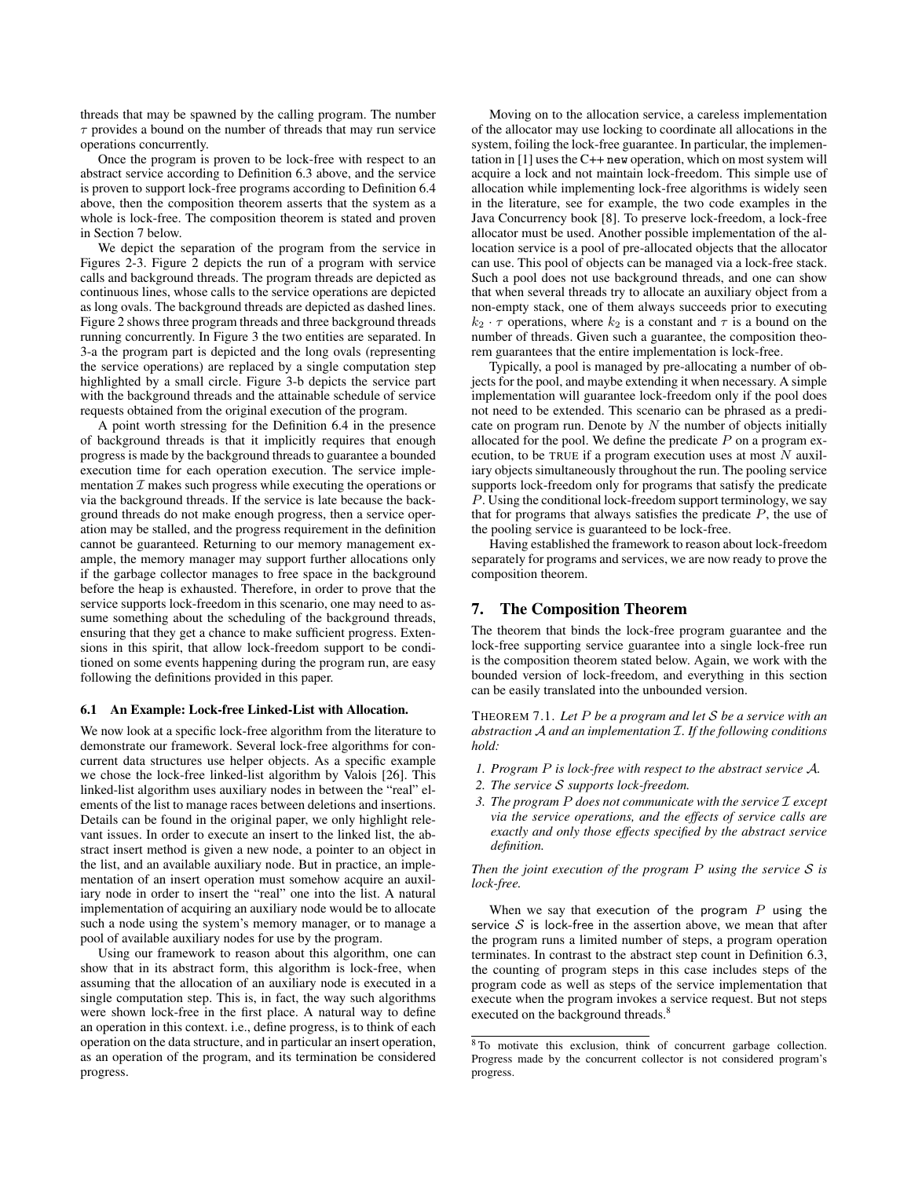threads that may be spawned by the calling program. The number $\tau$ provides a bound on the number of threads that may run service operations concurrently.

Once the program is proven to be lock-free with respect to an abstract service according to Definition 6.3 above, and the service is proven to support lock-free programs according to Definition 6.4 above, then the composition theorem asserts that the system as a whole is lock-free. The composition theorem is stated and proven in Section 7 below.

We depict the separation of the program from the service in Figures 2-3. Figure 2 depicts the run of a program with service calls and background threads. The program threads are depicted as continuous lines, whose calls to the service operations are depicted as long ovals. The background threads are depicted as dashed lines. Figure 2 shows three program threads and three background threads running concurrently. In Figure 3 the two entities are separated. In 3-a the program part is depicted and the long ovals (representing the service operations) are replaced by a single computation step highlighted by a small circle. Figure 3-b depicts the service part with the background threads and the attainable schedule of service requests obtained from the original execution of the program.

A point worth stressing for the Definition 6.4 in the presence of background threads is that it implicitly requires that enough progress is made by the background threads to guarantee a bounded execution time for each operation execution. The service implementation $\mathcal{I}$ makes such progress while executing the operations or via the background threads. If the service is late because the background threads do not make enough progress, then a service operation may be stalled, and the progress requirement in the definition cannot be guaranteed. Returning to our memory management example, the memory manager may support further allocations only if the garbage collector manages to free space in the background before the heap is exhausted. Therefore, in order to prove that the service supports lock-freedom in this scenario, one may need to assume something about the scheduling of the background threads, ensuring that they get a chance to make sufficient progress. Extensions in this spirit, that allow lock-freedom support to be conditioned on some events happening during the program run, are easy following the definitions provided in this paper.

### 6.1 An Example: Lock-free Linked-List with Allocation.

We now look at a specific lock-free algorithm from the literature to demonstrate our framework. Several lock-free algorithms for concurrent data structures use helper objects. As a specific example we chose the lock-free linked-list algorithm by Valois [26]. This linked-list algorithm uses auxiliary nodes in between the "real" elements of the list to manage races between deletions and insertions. Details can be found in the original paper, we only highlight relevant issues. In order to execute an insert to the linked list, the abstract insert method is given a new node, a pointer to an object in the list, and an available auxiliary node. But in practice, an implementation of an insert operation must somehow acquire an auxiliary node in order to insert the "real" one into the list. A natural implementation of acquiring an auxiliary node would be to allocate such a node using the system's memory manager, or to manage a pool of available auxiliary nodes for use by the program.

Using our framework to reason about this algorithm, one can show that in its abstract form, this algorithm is lock-free, when assuming that the allocation of an auxiliary node is executed in a single computation step. This is, in fact, the way such algorithms were shown lock-free in the first place. A natural way to define an operation in this context. i.e., define progress, is to think of each operation on the data structure, and in particular an insert operation, as an operation of the program, and its termination be considered progress.

Moving on to the allocation service, a careless implementation of the allocator may use locking to coordinate all allocations in the system, foiling the lock-free guarantee. In particular, the implementation in [1] uses the C++ `new` operation, which on most system will acquire a lock and not maintain lock-freedom. This simple use of allocation while implementing lock-free algorithms is widely seen in the literature, see for example, the two code examples in the Java Concurrency book [8]. To preserve lock-freedom, a lock-free allocator must be used. Another possible implementation of the allocation service is a pool of pre-allocated objects that the allocator can use. This pool of objects can be managed via a lock-free stack. Such a pool does not use background threads, and one can show that when several threads try to allocate an auxiliary object from a non-empty stack, one of them always succeeds prior to executing $k_2 \cdot \tau$ operations, where $k_2$ is a constant and $\tau$ is a bound on the number of threads. Given such a guarantee, the composition theorem guarantees that the entire implementation is lock-free.

Typically, a pool is managed by pre-allocating a number of objects for the pool, and maybe extending it when necessary. A simple implementation will guarantee lock-freedom only if the pool does not need to be extended. This scenario can be phrased as a predicate on program run. Denote by $N$ the number of objects initially allocated for the pool. We define the predicate $P$ on a program execution, to be TRUE if a program execution uses at most $N$ auxiliary objects simultaneously throughout the run. The pooling service supports lock-freedom only for programs that satisfy the predicate $P$. Using the conditional lock-freedom support terminology, we say that for programs that always satisfies the predicate $P$, the use of the pooling service is guaranteed to be lock-free.

Having established the framework to reason about lock-freedom separately for programs and services, we are now ready to prove the composition theorem.

## 7. The Composition Theorem

The theorem that binds the lock-free program guarantee and the lock-free supporting service guarantee into a single lock-free run is the composition theorem stated below. Again, we work with the bounded version of lock-freedom, and everything in this section can be easily translated into the unbounded version.

THEOREM 7.1. *Let $P$ be a program and let $\mathcal{S}$ be a service with an abstraction $\mathcal{A}$ and an implementation $\mathcal{I}$. If the following conditions hold:*

1. *Program $P$ is lock-free with respect to the abstract service $\mathcal{A}$.*
2. *The service $\mathcal{S}$ supports lock-freedom.*
3. *The program $P$ does not communicate with the service $\mathcal{I}$ except via the service operations, and the effects of service calls are exactly and only those effects specified by the abstract service definition.*

*Then the joint execution of the program $P$ using the service $\mathcal{S}$ is lock-free.*

When we say that execution of the program $P$ using the service $\mathcal{S}$ is lock-free in the assertion above, we mean that after the program runs a limited number of steps, a program operation terminates. In contrast to the abstract step count in Definition 6.3, the counting of program steps in this case includes steps of the program code as well as steps of the service implementation that execute when the program invokes a service request. But not steps executed on the background threads.[8]

[8] To motivate this exclusion, think of concurrent garbage collection. Progress made by the concurrent collector is not considered program's progress.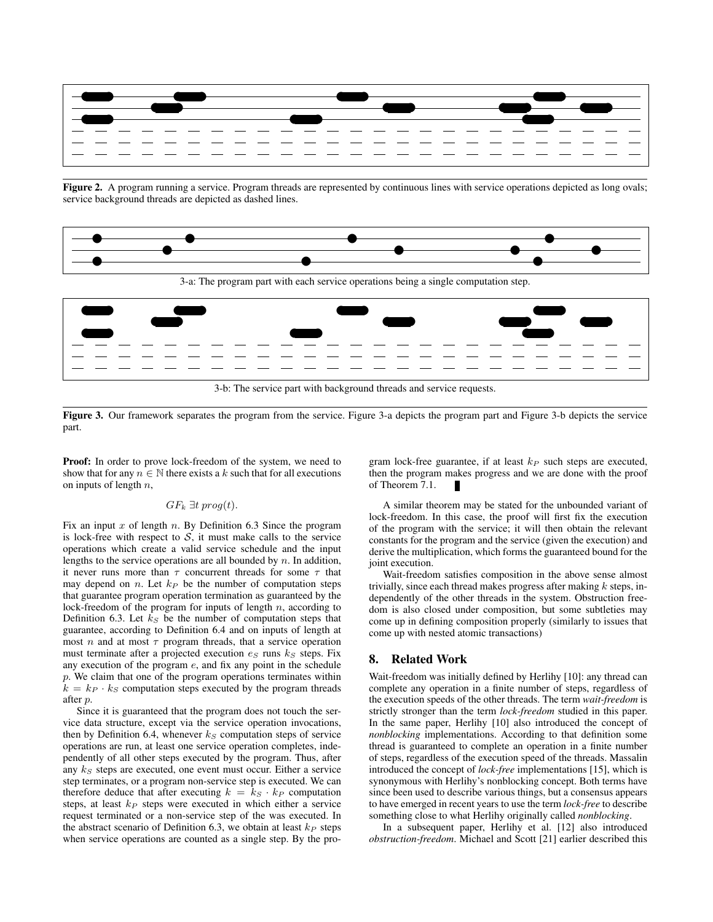Figure 2. A program running a service. Program threads are represented by continuous lines with service operations depicted as long ovals; service background threads are depicted as dashed lines.

3-a: The program part with each service operations being a single computation step.

3-b: The service part with background threads and service requests.

**Figure 3.** Our framework separates the program from the service. Figure 3-a depicts the program part and Figure 3-b depicts the service part.

**Proof:** In order to prove lock-freedom of the system, we need to show that for any $n \in \mathbb{N}$ there exists a $k$ such that for all executions on inputs of length $n$,

$$GF_k \; \exists t \; prog(t).$$

Fix an input $x$ of length $n$. By Definition 6.3 Since the program is lock-free with respect to $\mathcal{S}$, it must make calls to the service operations which create a valid service schedule and the input lengths to the service operations are all bounded by $n$. In addition, it never runs more than $\tau$ concurrent threads for some $\tau$ that may depend on $n$. Let $k_P$ be the number of computation steps that guarantee program operation termination as guaranteed by the lock-freedom of the program for inputs of length $n$, according to Definition 6.3. Let $k_S$ be the number of computation steps that guarantee, according to Definition 6.4 and on inputs of length at most $n$ and at most $\tau$ program threads, that a service operation must terminate after a projected execution $e_S$ runs $k_S$ steps. Fix any execution of the program $e$, and fix any point in the schedule $p$. We claim that one of the program operations terminates within $k = k_P \cdot k_S$ computation steps executed by the program threads after $p$.

Since it is guaranteed that the program does not touch the service data structure, except via the service operation invocations, then by Definition 6.4, whenever $k_S$ computation steps of service operations are run, at least one service operation completes, independently of all other steps executed by the program. Thus, after any $k_S$ steps are executed, one event must occur. Either a service step terminates, or a program non-service step is executed. We can therefore deduce that after executing $k = k_S \cdot k_P$ computation steps, at least $k_P$ steps were executed in which either a service request terminated or a non-service step of the was executed. In the abstract scenario of Definition 6.3, we obtain at least $k_P$ steps when service operations are counted as a single step. By the program lock-free guarantee, if at least $k_P$ such steps are executed, then the program makes progress and we are done with the proof of Theorem 7.1. ∎

A similar theorem may be stated for the unbounded variant of lock-freedom. In this case, the proof will first fix the execution of the program with the service; it will then obtain the relevant constants for the program and the service (given the execution) and derive the multiplication, which forms the guaranteed bound for the joint execution.

Wait-freedom satisfies composition in the above sense almost trivially, since each thread makes progress after making $k$ steps, independently of the other threads in the system. Obstruction freedom is also closed under composition, but some subtleties may come up in defining composition properly (similarly to issues that come up with nested atomic transactions)

## 8. Related Work

Wait-freedom was initially defined by Herlihy [10]: any thread can complete any operation in a finite number of steps, regardless of the execution speeds of the other threads. The term *wait-freedom* is strictly stronger than the term *lock-freedom* studied in this paper. In the same paper, Herlihy [10] also introduced the concept of *nonblocking* implementations. According to that definition some thread is guaranteed to complete an operation in a finite number of steps, regardless of the execution speed of the threads. Massalin introduced the concept of *lock-free* implementations [15], which is synonymous with Herlihy's nonblocking concept. Both terms have since been used to describe various things, but a consensus appears to have emerged in recent years to use the term *lock-free* to describe something close to what Herlihy originally called *nonblocking*.

In a subsequent paper, Herlihy et al. [12] also introduced *obstruction-freedom*. Michael and Scott [21] earlier described this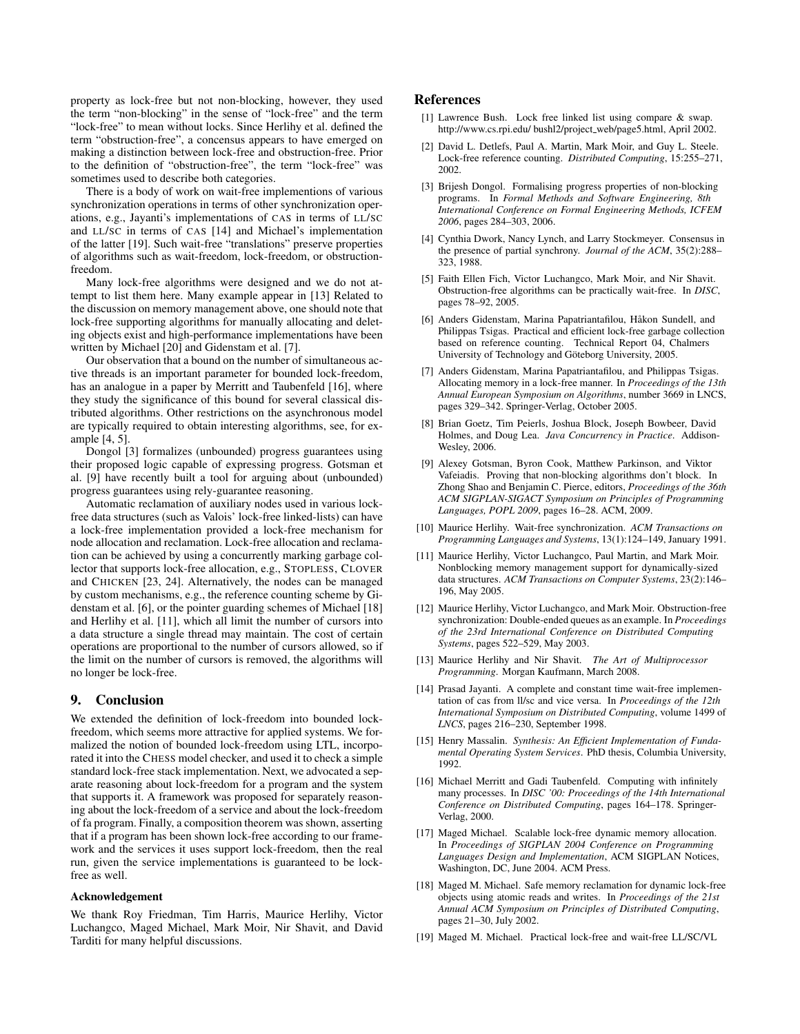property as lock-free but not non-blocking, however, they used the term "non-blocking" in the sense of "lock-free" and the term "lock-free" to mean without locks. Since Herlihy et al. defined the term "obstruction-free", a concensus appears to have emerged on making a distinction between lock-free and obstruction-free. Prior to the definition of "obstruction-free", the term "lock-free" was sometimes used to describe both categories.

There is a body of work on wait-free implementions of various synchronization operations in terms of other synchronization operations, e.g., Jayanti's implementations of CAS in terms of LL/SC and LL/SC in terms of CAS [14] and Michael's implementation of the latter [19]. Such wait-free "translations" preserve properties of algorithms such as wait-freedom, lock-freedom, or obstruction-freedom.

Many lock-free algorithms were designed and we do not attempt to list them here. Many example appear in [13] Related to the discussion on memory management above, one should note that lock-free supporting algorithms for manually allocating and deleting objects exist and high-performance implementations have been written by Michael [20] and Gidenstam et al. [7].

Our observation that a bound on the number of simultaneous active threads is an important parameter for bounded lock-freedom, has an analogue in a paper by Merritt and Taubenfeld [16], where they study the significance of this bound for several classical distributed algorithms. Other restrictions on the asynchronous model are typically required to obtain interesting algorithms, see, for example [4, 5].

Dongol [3] formalizes (unbounded) progress guarantees using their proposed logic capable of expressing progress. Gotsman et al. [9] have recently built a tool for arguing about (unbounded) progress guarantees using rely-guarantee reasoning.

Automatic reclamation of auxiliary nodes used in various lock-free data structures (such as Valois' lock-free linked-lists) can have a lock-free implementation provided a lock-free mechanism for node allocation and reclamation. Lock-free allocation and reclamation can be achieved by using a concurrently marking garbage collector that supports lock-free allocation, e.g., STOPLESS, CLOVER and CHICKEN [23, 24]. Alternatively, the nodes can be managed by custom mechanisms, e.g., the reference counting scheme by Gidenstam et al. [6], or the pointer guarding schemes of Michael [18] and Herlihy et al. [11], which all limit the number of cursors into a data structure a single thread may maintain. The cost of certain operations are proportional to the number of cursors allowed, so if the limit on the number of cursors is removed, the algorithms will no longer be lock-free.

## 9. Conclusion

We extended the definition of lock-freedom into bounded lock-freedom, which seems more attractive for applied systems. We formalized the notion of bounded lock-freedom using LTL, incorporated it into the CHESS model checker, and used it to check a simple standard lock-free stack implementation. Next, we advocated a separate reasoning about lock-freedom for a program and the system that supports it. A framework was proposed for separately reasoning about the lock-freedom of a service and about the lock-freedom of fa program. Finally, a composition theorem was shown, asserting that if a program has been shown lock-free according to our framework and the services it uses support lock-freedom, then the real run, given the service implementations is guaranteed to be lock-free as well.

### Acknowledgement

We thank Roy Friedman, Tim Harris, Maurice Herlihy, Victor Luchangco, Maged Michael, Mark Moir, Nir Shavit, and David Tarditi for many helpful discussions.

## References

[1] Lawrence Bush. Lock free linked list using compare & swap. http://www.cs.rpi.edu/ bushl2/project_web/page5.html, April 2002.

[2] David L. Detlefs, Paul A. Martin, Mark Moir, and Guy L. Steele. Lock-free reference counting. *Distributed Computing*, 15:255–271, 2002.

[3] Brijesh Dongol. Formalising progress properties of non-blocking programs. In *Formal Methods and Software Engineering, 8th International Conference on Formal Engineering Methods, ICFEM 2006*, pages 284–303, 2006.

[4] Cynthia Dwork, Nancy Lynch, and Larry Stockmeyer. Consensus in the presence of partial synchrony. *Journal of the ACM*, 35(2):288–323, 1988.

[5] Faith Ellen Fich, Victor Luchangco, Mark Moir, and Nir Shavit. Obstruction-free algorithms can be practically wait-free. In *DISC*, pages 78–92, 2005.

[6] Anders Gidenstam, Marina Papatriantafilou, Håkon Sundell, and Philippas Tsigas. Practical and efficient lock-free garbage collection based on reference counting. Technical Report 04, Chalmers University of Technology and Göteborg University, 2005.

[7] Anders Gidenstam, Marina Papatriantafilou, and Philippas Tsigas. Allocating memory in a lock-free manner. In *Proceedings of the 13th Annual European Symposium on Algorithms*, number 3669 in LNCS, pages 329–342. Springer-Verlag, October 2005.

[8] Brian Goetz, Tim Peierls, Joshua Block, Joseph Bowbeer, David Holmes, and Doug Lea. *Java Concurrency in Practice*. Addison-Wesley, 2006.

[9] Alexey Gotsman, Byron Cook, Matthew Parkinson, and Viktor Vafeiadis. Proving that non-blocking algorithms don't block. In Zhong Shao and Benjamin C. Pierce, editors, *Proceedings of the 36th ACM SIGPLAN-SIGACT Symposium on Principles of Programming Languages, POPL 2009*, pages 16–28. ACM, 2009.

[10] Maurice Herlihy. Wait-free synchronization. *ACM Transactions on Programming Languages and Systems*, 13(1):124–149, January 1991.

[11] Maurice Herlihy, Victor Luchangco, Paul Martin, and Mark Moir. Nonblocking memory management support for dynamically-sized data structures. *ACM Transactions on Computer Systems*, 23(2):146–196, May 2005.

[12] Maurice Herlihy, Victor Luchangco, and Mark Moir. Obstruction-free synchronization: Double-ended queues as an example. In *Proceedings of the 23rd International Conference on Distributed Computing Systems*, pages 522–529, May 2003.

[13] Maurice Herlihy and Nir Shavit. *The Art of Multiprocessor Programming*. Morgan Kaufmann, March 2008.

[14] Prasad Jayanti. A complete and constant time wait-free implementation of cas from ll/sc and vice versa. In *Proceedings of the 12th International Symposium on Distributed Computing*, volume 1499 of *LNCS*, pages 216–230, September 1998.

[15] Henry Massalin. *Synthesis: An Efficient Implementation of Fundamental Operating System Services*. PhD thesis, Columbia University, 1992.

[16] Michael Merritt and Gadi Taubenfeld. Computing with infinitely many processes. In *DISC '00: Proceedings of the 14th International Conference on Distributed Computing*, pages 164–178. Springer-Verlag, 2000.

[17] Maged Michael. Scalable lock-free dynamic memory allocation. In *Proceedings of SIGPLAN 2004 Conference on Programming Languages Design and Implementation*, ACM SIGPLAN Notices, Washington, DC, June 2004. ACM Press.

[18] Maged M. Michael. Safe memory reclamation for dynamic lock-free objects using atomic reads and writes. In *Proceedings of the 21st Annual ACM Symposium on Principles of Distributed Computing*, pages 21–30, July 2002.

[19] Maged M. Michael. Practical lock-free and wait-free LL/SC/VL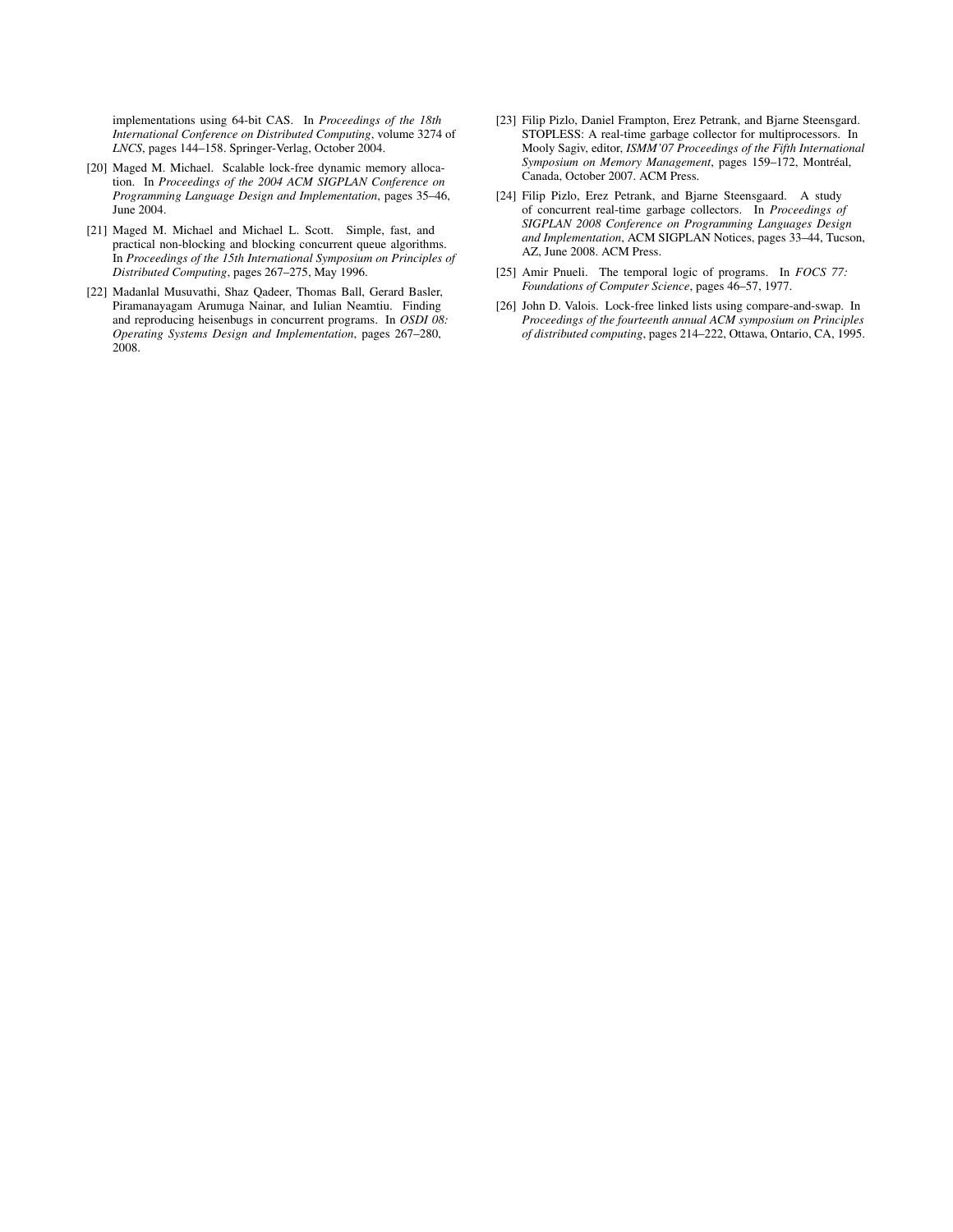implementations using 64-bit CAS. In *Proceedings of the 18th International Conference on Distributed Computing*, volume 3274 of *LNCS*, pages 144–158. Springer-Verlag, October 2004.

[20] Maged M. Michael. Scalable lock-free dynamic memory allocation. In *Proceedings of the 2004 ACM SIGPLAN Conference on Programming Language Design and Implementation*, pages 35–46, June 2004.

[21] Maged M. Michael and Michael L. Scott. Simple, fast, and practical non-blocking and blocking concurrent queue algorithms. In *Proceedings of the 15th International Symposium on Principles of Distributed Computing*, pages 267–275, May 1996.

[22] Madanlal Musuvathi, Shaz Qadeer, Thomas Ball, Gerard Basler, Piramanayagam Arumuga Nainar, and Iulian Neamtiu. Finding and reproducing heisenbugs in concurrent programs. In *OSDI 08: Operating Systems Design and Implementation*, pages 267–280, 2008.

[23] Filip Pizlo, Daniel Frampton, Erez Petrank, and Bjarne Steensgard. STOPLESS: A real-time garbage collector for multiprocessors. In Mooly Sagiv, editor, *ISMM'07 Proceedings of the Fifth International Symposium on Memory Management*, pages 159–172, Montréal, Canada, October 2007. ACM Press.

[24] Filip Pizlo, Erez Petrank, and Bjarne Steensgaard. A study of concurrent real-time garbage collectors. In *Proceedings of SIGPLAN 2008 Conference on Programming Languages Design and Implementation*, ACM SIGPLAN Notices, pages 33–44, Tucson, AZ, June 2008. ACM Press.

[25] Amir Pnueli. The temporal logic of programs. In *FOCS 77: Foundations of Computer Science*, pages 46–57, 1977.

[26] John D. Valois. Lock-free linked lists using compare-and-swap. In *Proceedings of the fourteenth annual ACM symposium on Principles of distributed computing*, pages 214–222, Ottawa, Ontario, CA, 1995.